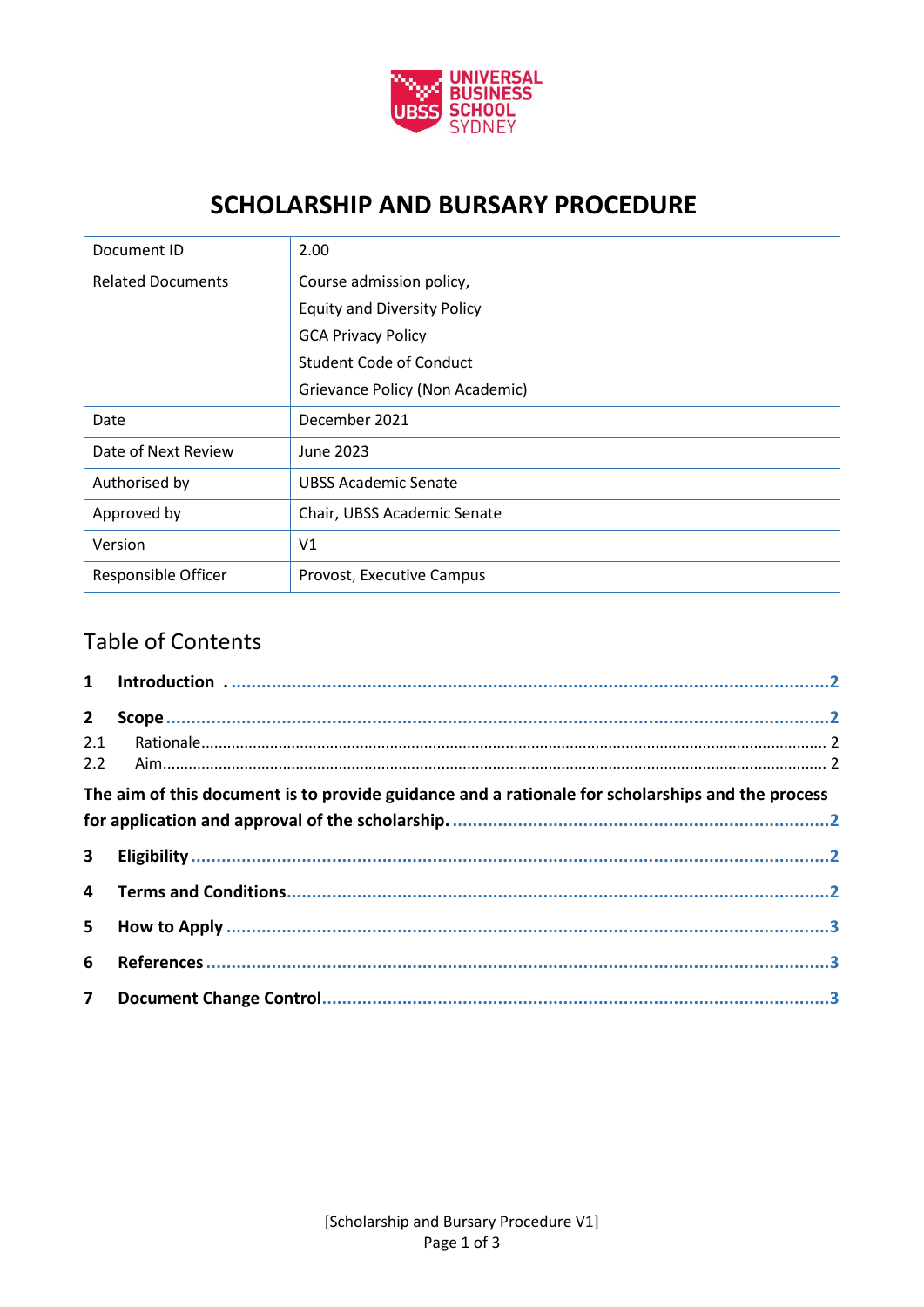# SCHOLARSHIP AND BURSARY PROCEDURE

| Document ID | 2.00 |
|---|---|
| Related Documents | Course admission policy,<br>Equity and Diversity Policy<br>GCA Privacy Policy<br>Student Code of Conduct<br>Grievance Policy (Non Academic) |
| Date | December 2021 |
| Date of Next Review | June 2023 |
| Authorised by | UBSS Academic Senate |
| Approved by | Chair, UBSS Academic Senate |
| Version | V1 |
| Responsible Officer | Provost, Executive Campus |

## Table of Contents

**1 Introduction .......... 2**

**2 Scope .......... 2**

2.1 Rationale .......... 2

2.2 Aim .......... 2

**The aim of this document is to provide guidance and a rationale for scholarships and the process for application and approval of the scholarship. .......... 2**

**3 Eligibility .......... 2**

**4 Terms and Conditions .......... 2**

**5 How to Apply .......... 3**

**6 References .......... 3**

**7 Document Change Control .......... 3**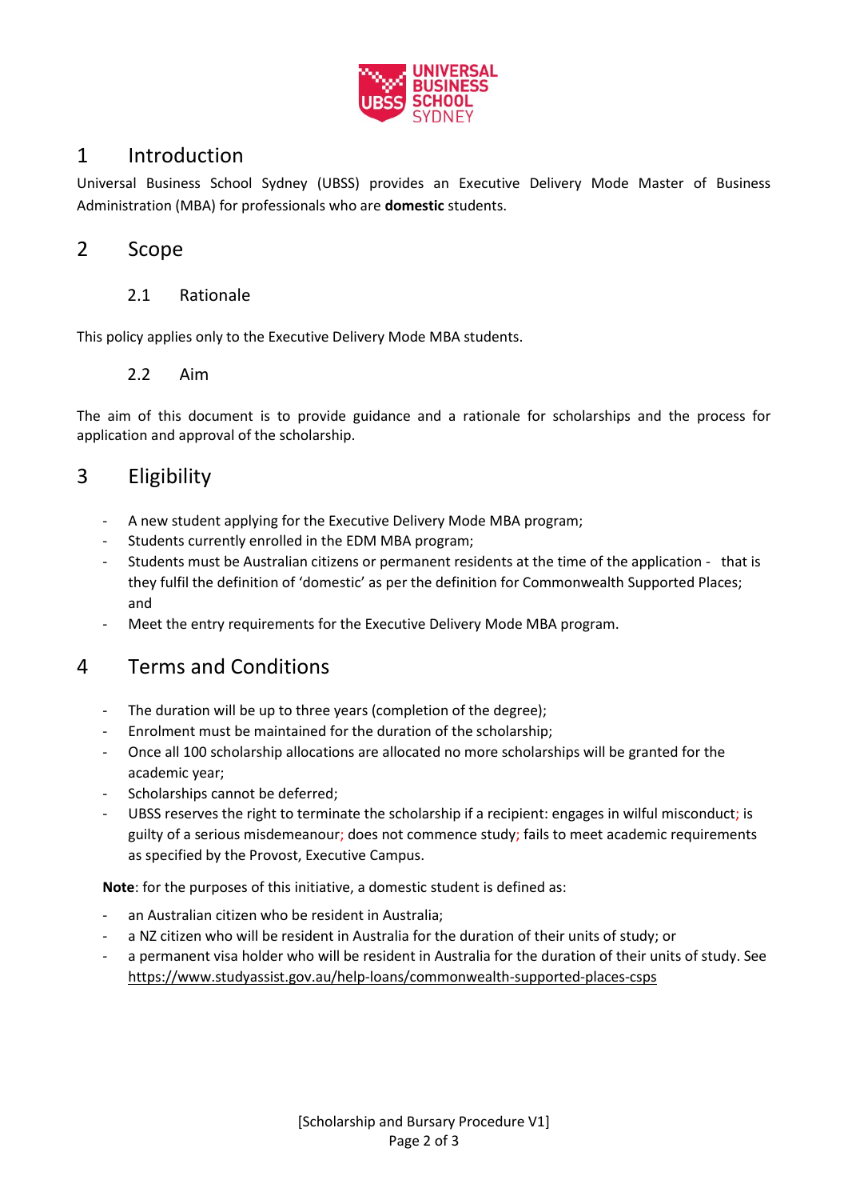# 1 Introduction

Universal Business School Sydney (UBSS) provides an Executive Delivery Mode Master of Business Administration (MBA) for professionals who are **domestic** students.

# 2 Scope

## 2.1 Rationale

This policy applies only to the Executive Delivery Mode MBA students.

## 2.2 Aim

The aim of this document is to provide guidance and a rationale for scholarships and the process for application and approval of the scholarship.

# 3 Eligibility

- A new student applying for the Executive Delivery Mode MBA program;
- Students currently enrolled in the EDM MBA program;
- Students must be Australian citizens or permanent residents at the time of the application - that is they fulfil the definition of 'domestic' as per the definition for Commonwealth Supported Places; and
- Meet the entry requirements for the Executive Delivery Mode MBA program.

# 4 Terms and Conditions

- The duration will be up to three years (completion of the degree);
- Enrolment must be maintained for the duration of the scholarship;
- Once all 100 scholarship allocations are allocated no more scholarships will be granted for the academic year;
- Scholarships cannot be deferred;
- UBSS reserves the right to terminate the scholarship if a recipient: engages in wilful misconduct; is guilty of a serious misdemeanour; does not commence study; fails to meet academic requirements as specified by the Provost, Executive Campus.

**Note**: for the purposes of this initiative, a domestic student is defined as:

- an Australian citizen who be resident in Australia;
- a NZ citizen who will be resident in Australia for the duration of their units of study; or
- a permanent visa holder who will be resident in Australia for the duration of their units of study. See https://www.studyassist.gov.au/help-loans/commonwealth-supported-places-csps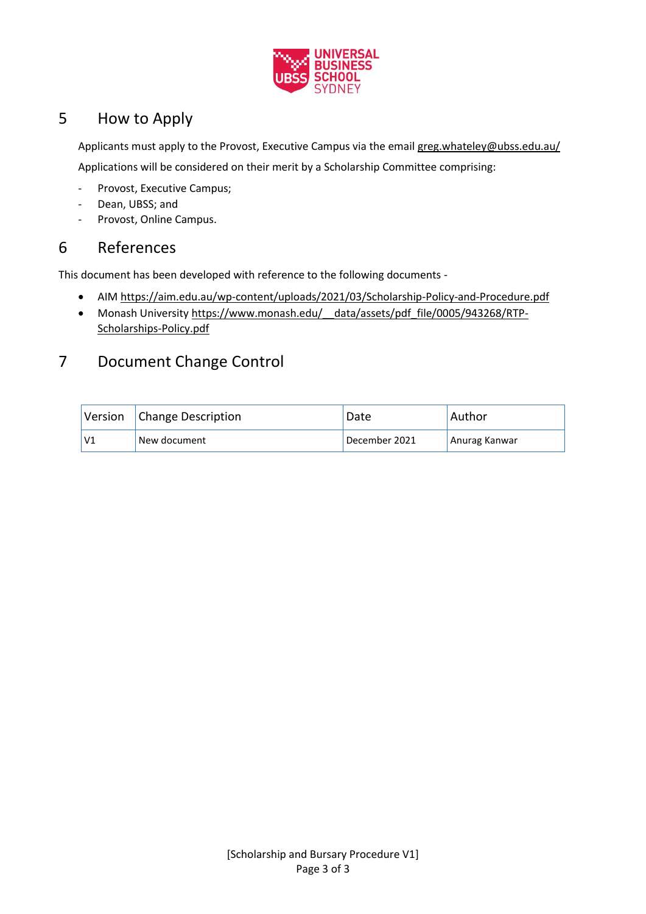## 5 How to Apply

Applicants must apply to the Provost, Executive Campus via the email greg.whateley@ubss.edu.au/

Applications will be considered on their merit by a Scholarship Committee comprising:

- Provost, Executive Campus;
- Dean, UBSS; and
- Provost, Online Campus.

## 6 References

This document has been developed with reference to the following documents -

- AIM https://aim.edu.au/wp-content/uploads/2021/03/Scholarship-Policy-and-Procedure.pdf
- Monash University https://www.monash.edu/__data/assets/pdf_file/0005/943268/RTP-Scholarships-Policy.pdf

## 7 Document Change Control

| Version | Change Description | Date | Author |
|---|---|---|---|
| V1 | New document | December 2021 | Anurag Kanwar |